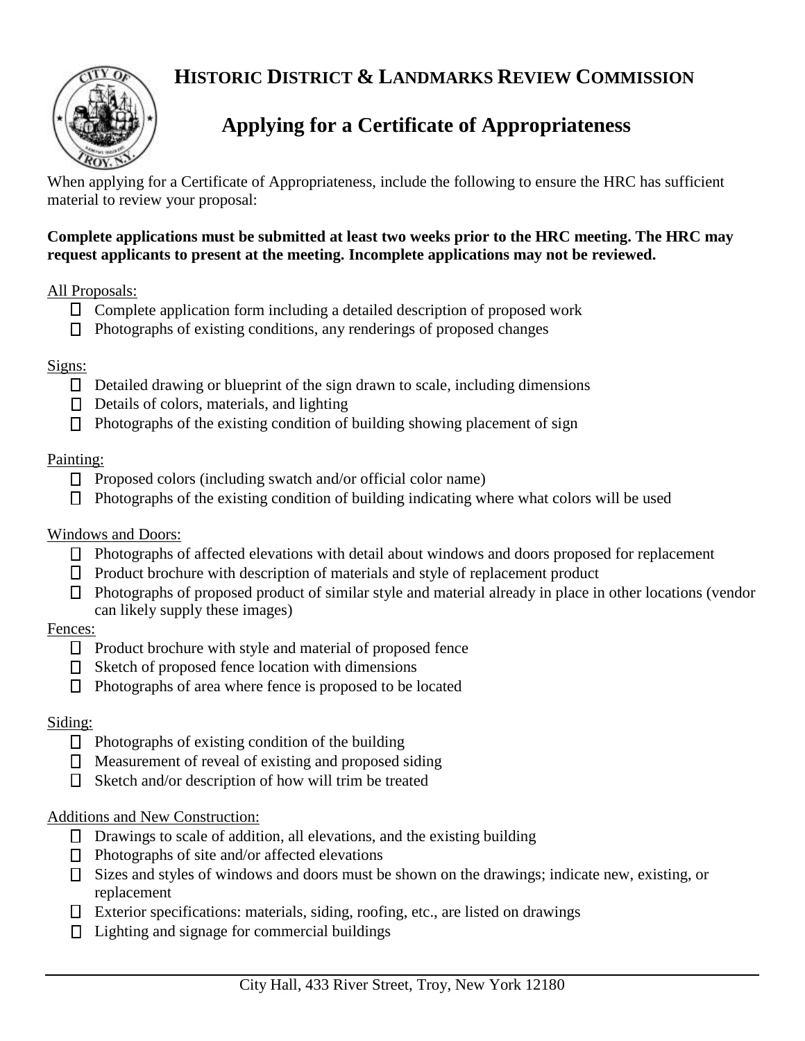# HISTORIC DISTRICT & LANDMARKS REVIEW COMMISSION

## Applying for a Certificate of Appropriateness

When applying for a Certificate of Appropriateness, include the following to ensure the HRC has sufficient material to review your proposal:

**Complete applications must be submitted at least two weeks prior to the HRC meeting. The HRC may request applicants to present at the meeting. Incomplete applications may not be reviewed.**

All Proposals:

- ☐ Complete application form including a detailed description of proposed work
- ☐ Photographs of existing conditions, any renderings of proposed changes

Signs:

- ☐ Detailed drawing or blueprint of the sign drawn to scale, including dimensions
- ☐ Details of colors, materials, and lighting
- ☐ Photographs of the existing condition of building showing placement of sign

Painting:

- ☐ Proposed colors (including swatch and/or official color name)
- ☐ Photographs of the existing condition of building indicating where what colors will be used

Windows and Doors:

- ☐ Photographs of affected elevations with detail about windows and doors proposed for replacement
- ☐ Product brochure with description of materials and style of replacement product
- ☐ Photographs of proposed product of similar style and material already in place in other locations (vendor can likely supply these images)

Fences:

- ☐ Product brochure with style and material of proposed fence
- ☐ Sketch of proposed fence location with dimensions
- ☐ Photographs of area where fence is proposed to be located

Siding:

- ☐ Photographs of existing condition of the building
- ☐ Measurement of reveal of existing and proposed siding
- ☐ Sketch and/or description of how will trim be treated

Additions and New Construction:

- ☐ Drawings to scale of addition, all elevations, and the existing building
- ☐ Photographs of site and/or affected elevations
- ☐ Sizes and styles of windows and doors must be shown on the drawings; indicate new, existing, or replacement
- ☐ Exterior specifications: materials, siding, roofing, etc., are listed on drawings
- ☐ Lighting and signage for commercial buildings

City Hall, 433 River Street, Troy, New York 12180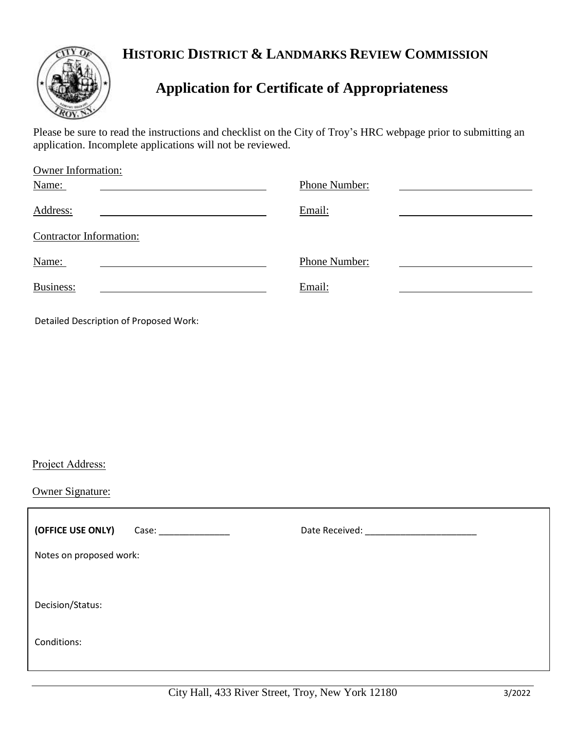# HISTORIC DISTRICT & LANDMARKS REVIEW COMMISSION

## Application for Certificate of Appropriateness

Please be sure to read the instructions and checklist on the City of Troy's HRC webpage prior to submitting an application. Incomplete applications will not be reviewed.

Owner Information:

Name: ______________________________ Phone Number: ________________________

Address: ______________________________ Email: ________________________

Contractor Information:

Name: ______________________________ Phone Number: ________________________

Business: ______________________________ Email: ________________________

Detailed Description of Proposed Work:

Project Address:

Owner Signature:

**(OFFICE USE ONLY)** Case: _______________ Date Received: _______________________

Notes on proposed work:

Decision/Status:

Conditions:

City Hall, 433 River Street, Troy, New York 12180 3/2022